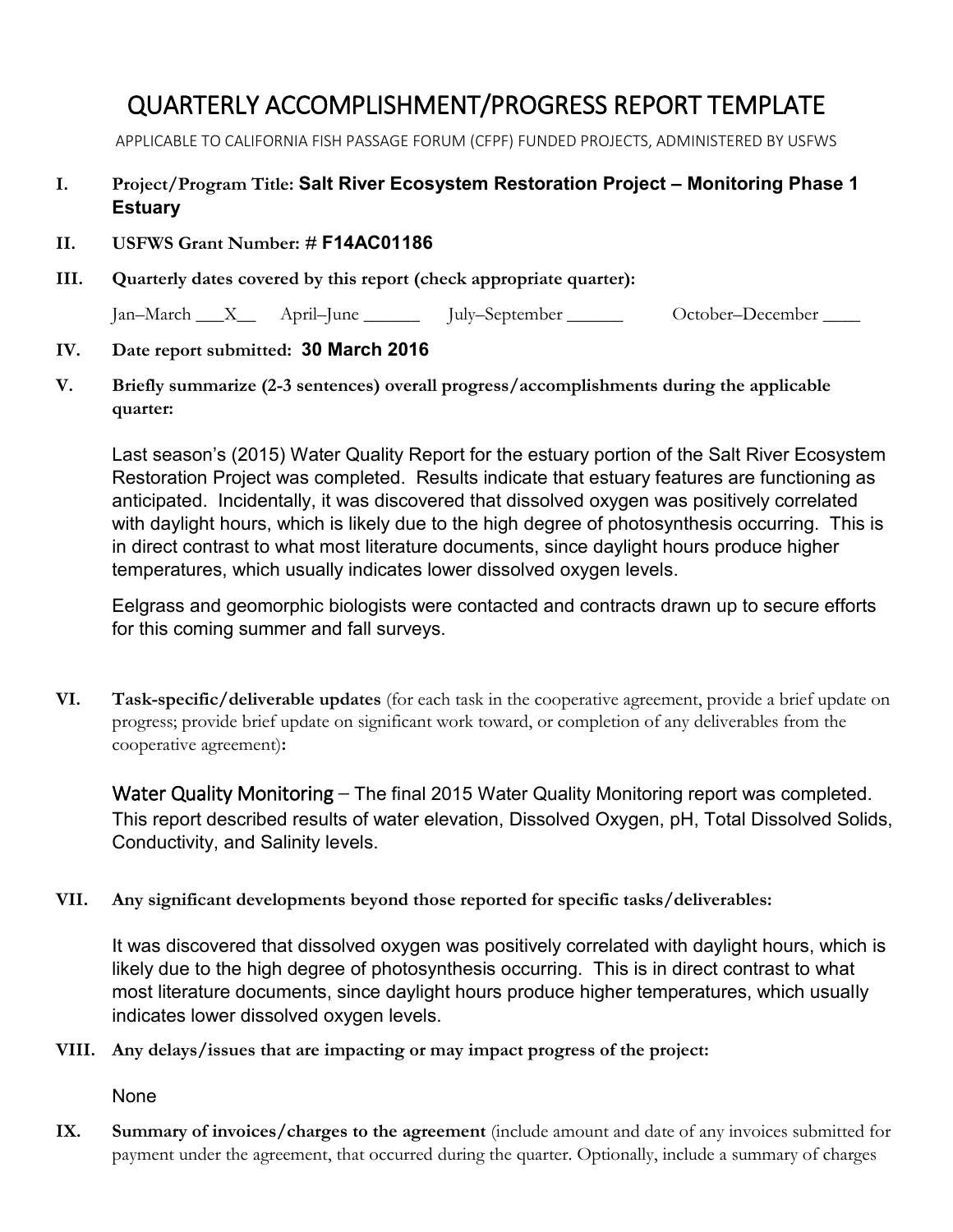# QUARTERLY ACCOMPLISHMENT/PROGRESS REPORT TEMPLATE

APPLICABLE TO CALIFORNIA FISH PASSAGE FORUM (CFPF) FUNDED PROJECTS, ADMINISTERED BY USFWS

**I. Project/Program Title:** **Salt River Ecosystem Restoration Project – Monitoring Phase 1 Estuary**

**II. USFWS Grant Number:** # **F14AC01186**

**III. Quarterly dates covered by this report (check appropriate quarter):**

Jan–March \_\_\_X\_\_ April–June \_\_\_\_\_\_ July–September \_\_\_\_\_\_ October–December \_\_\_\_

**IV. Date report submitted:** **30 March 2016**

**V. Briefly summarize (2-3 sentences) overall progress/accomplishments during the applicable quarter:**

Last season's (2015) Water Quality Report for the estuary portion of the Salt River Ecosystem Restoration Project was completed. Results indicate that estuary features are functioning as anticipated. Incidentally, it was discovered that dissolved oxygen was positively correlated with daylight hours, which is likely due to the high degree of photosynthesis occurring. This is in direct contrast to what most literature documents, since daylight hours produce higher temperatures, which usually indicates lower dissolved oxygen levels.

Eelgrass and geomorphic biologists were contacted and contracts drawn up to secure efforts for this coming summer and fall surveys.

**VI. Task-specific/deliverable updates** (for each task in the cooperative agreement, provide a brief update on progress; provide brief update on significant work toward, or completion of any deliverables from the cooperative agreement)**:**

Water Quality Monitoring – The final 2015 Water Quality Monitoring report was completed. This report described results of water elevation, Dissolved Oxygen, pH, Total Dissolved Solids, Conductivity, and Salinity levels.

**VII. Any significant developments beyond those reported for specific tasks/deliverables:**

It was discovered that dissolved oxygen was positively correlated with daylight hours, which is likely due to the high degree of photosynthesis occurring. This is in direct contrast to what most literature documents, since daylight hours produce higher temperatures, which usually indicates lower dissolved oxygen levels.

**VIII. Any delays/issues that are impacting or may impact progress of the project:**

None

**IX. Summary of invoices/charges to the agreement** (include amount and date of any invoices submitted for payment under the agreement, that occurred during the quarter. Optionally, include a summary of charges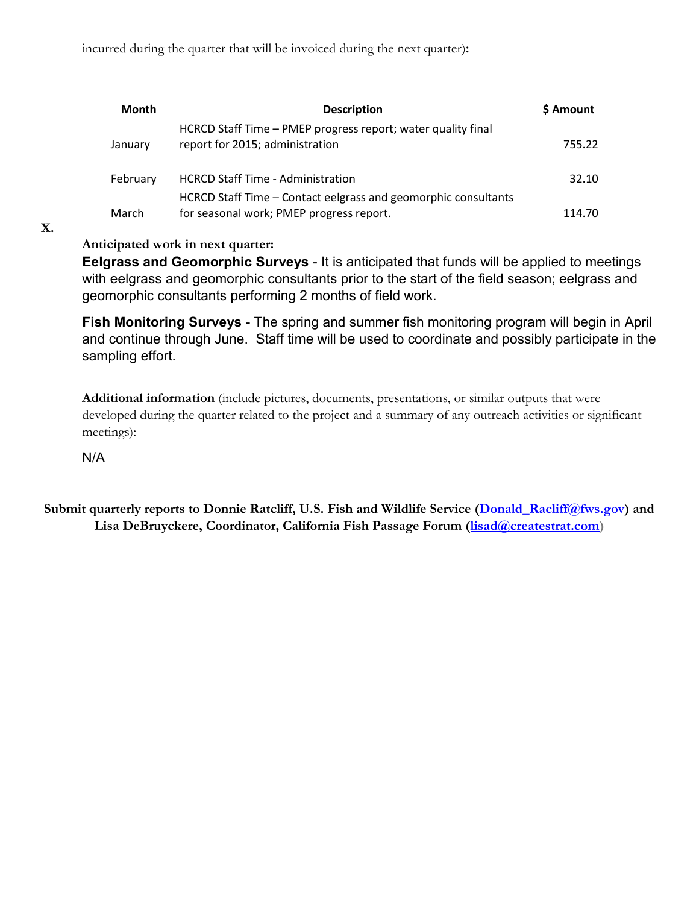incurred during the quarter that will be invoiced during the next quarter)**:**

| Month | Description | $ Amount |
|---|---|---|
| January | HCRCD Staff Time – PMEP progress report; water quality final report for 2015; administration | 755.22 |
| February | HCRCD Staff Time - Administration | 32.10 |
| March | HCRCD Staff Time – Contact eelgrass and geomorphic consultants for seasonal work; PMEP progress report. | 114.70 |

**X.**

**Anticipated work in next quarter:**

**Eelgrass and Geomorphic Surveys** - It is anticipated that funds will be applied to meetings with eelgrass and geomorphic consultants prior to the start of the field season; eelgrass and geomorphic consultants performing 2 months of field work.

**Fish Monitoring Surveys** - The spring and summer fish monitoring program will begin in April and continue through June. Staff time will be used to coordinate and possibly participate in the sampling effort.

**Additional information** (include pictures, documents, presentations, or similar outputs that were developed during the quarter related to the project and a summary of any outreach activities or significant meetings):

N/A

**Submit quarterly reports to Donnie Ratcliff, U.S. Fish and Wildlife Service ([Donald_Racliff@fws.gov](mailto:Donald_Racliff@fws.gov)) and Lisa DeBruyckere, Coordinator, California Fish Passage Forum ([lisad@createstrat.com](mailto:lisad@createstrat.com))**